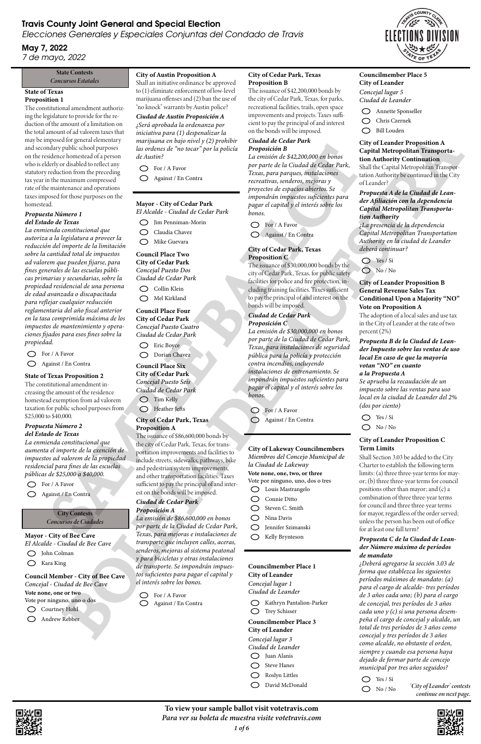# Travis County Joint General and Special Election

*Elecciones Generales y Especiales Conjuntas del Condado de Travis*

## May 7, 2022

*7 de mayo, 2022*

SAMPLE BALLOT / BOLETA DE MUESTRA

## State Contests
*Concursos Estatales*

### State of Texas Proposition 1

The constitutional amendment authorizing the legislature to provide for the reduction of the amount of a limitation on the total amount of ad valorem taxes that may be imposed for general elementary and secondary public school purposes on the residence homestead of a person who is elderly or disabled to reflect any statutory reduction from the preceding tax year in the maximum compressed rate of the maintenance and operations taxes imposed for those purposes on the homestead.

***Propuesta Número 1 del Estado de Texas***

*La enmienda constitucional que autoriza a la legislatura a proveer la reducción del importe de la limitación sobre la cantidad total de impuestos ad valorem que pueden fijarse, para fines generales de las escuelas públicas primarias y secundarias, sobre la propiedad residencial de una persona de edad avanzada o discapacitada para reflejar cualquier reducción reglamentaria del año fiscal anterior en la tasa comprimida máxima de los impuestos de mantenimiento y operaciones fijados para esos fines sobre la propiedad.*

- ◯ For / A Favor
- ◯ Against / En Contra

### State of Texas Proposition 2

The constitutional amendment increasing the amount of the residence homestead exemption from ad valorem taxation for public school purposes from $25,000 to $40,000.

***Propuesta Número 2 del Estado de Texas***

*La enmienda constitucional que aumenta el importe de la exención de impuestos ad valorem de la propiedad residencial para fines de las escuelas públicas de $25,000 a $40,000.*

- ◯ For / A Favor
- ◯ Against / En Contra

## City Contests
*Concursos de Ciudades*

### Mayor - City of Bee Cave
*El Alcalde - Ciudad de Bee Cave*

- ◯ John Colman
- ◯ Kara King

### Council Member - City of Bee Cave
*Concejal - Ciudad de Bee Cave*

**Vote none, one or two**
Vote por ninguno, uno o dos

- ◯ Courtney Hohl
- ◯ Andrew Rebber

### City of Austin Proposition A

Shall an initiative ordinance be approved to (1) eliminate enforcement of low-level marijuana offenses and (2) ban the use of "no knock" warrants by Austin police?

***Ciudad de Austin Proposición A***

*¿Será aprobada la ordenanza por iniciativa para (1) despenalizar la marijuana en bajo nivel y (2) prohibir las ordenes de "no tocar" por la policía de Austin?*

- ◯ For / A Favor
- ◯ Against / En Contra

### Mayor - City of Cedar Park
*El Alcalde - Ciudad de Cedar Park*

- ◯ Jim Penniman-Morin
- ◯ Claudia Chavez
- ◯ Mike Guevara

### Council Place Two City of Cedar Park
*Concejal Puesto Dos Ciudad de Cedar Park*

- ◯ Collin Klein
- ◯ Mel Kirkland

### Council Place Four City of Cedar Park
*Concejal Puesto Cuatro Ciudad de Cedar Park*

- ◯ Eric Boyce
- ◯ Dorian Chavez

### Council Place Six City of Cedar Park
*Concejal Puesto Seis Ciudad de Cedar Park*

- ◯ Tim Kelly
- ◯ Heather Jefts

### City of Cedar Park, Texas Proposition A

The issuance of $86,600,000 bonds by the city of Cedar Park, Texas, for transportation improvements and facilities to include streets, sidewalks, pathways, bike and pedestrian system improvements, and other transportation facilities. Taxes sufficient to pay the principal of and interest on the bonds will be imposed.

***Ciudad de Cedar Park Proposición A***

*La emisión de $86,600,000 en bonos por parte de la Ciudad de Cedar Park, Texas, para mejoras e instalaciones de transporte que incluyen calles, aceras, senderos, mejoras al sistema peatonal y para bicicletas y otras instalaciones de transporte. Se impondrán impuestos suficientes para pagar el capital y el interés sobre los bonos.*

- ◯ For / A Favor
- ◯ Against / En Contra

### City of Cedar Park, Texas Proposition B

The issuance of $42,200,000 bonds by the city of Cedar Park, Texas, for parks, recreational facilities, trails, open space improvements and projects. Taxes sufficient to pay the principal of and interest on the bonds will be imposed.

***Ciudad de Cedar Park Proposición B***

*La emisión de $42,200,000 en bonos por parte de la Ciudad de Cedar Park, Texas, para parques, instalaciones recreativas, senderos, mejoras y proyectos de espacios abiertos. Se impondrán impuestos suficientes para pagar el capital y el interés sobre los bonos.*

- ◯ For / A Favor
- ◯ Against / En Contra

### City of Cedar Park, Texas Proposition C

The issuance of $30,000,000 bonds by the city of Cedar Park, Texas, for public safety facilities for police and fire protection, including training facilities. Taxes sufficient to pay the principal of and interest on the bonds will be imposed.

***Ciudad de Cedar Park Proposición C***

*La emisión de $30,000,000 en bonos por parte de la Ciudad de Cedar Park, Texas, para instalaciones de seguridad pública para la policía y protección contra incendios, incluyendo instalaciones de entrenamiento. Se impondrán impuestos suficientes para pagar el capital y el interés sobre los bonos.*

- ◯ For / A Favor
- ◯ Against / En Contra

### City of Lakeway Councilmembers
*Miembros del Concejo Municipal de la Ciudad de Lakeway*

**Vote none, one, two, or three**
Vote por ninguno, uno, dos o tres

- ◯ Louis Mastrangelo
- ◯ Connie Ditto
- ◯ Steven C. Smith
- ◯ Nina Davis
- ◯ Jennifer Szimanski
- ◯ Kelly Brynteson

### Councilmember Place 1 City of Leander
*Concejal lugar 1 Ciudad de Leander*

- ◯ Kathryn Pantalion-Parker
- ◯ Trey Schisser

### Councilmember Place 3 City of Leander
*Concejal lugar 3 Ciudad de Leander*

- ◯ Juan Alanis
- ◯ Steve Hanes
- ◯ Roslyn Littles
- ◯ David McDonald

### Councilmember Place 5 City of Leander
*Concejal lugar 5 Ciudad de Leander*

- ◯ Annette Sponseller
- ◯ Chris Czernek
- ◯ Bill Louden

### City of Leander Proposition A Capital Metropolitan Transportation Authority Continuation

Shall the Capital Metropolitan Transportation Authority be continued in the City of Leander?

***Propuesta A de la Ciudad de Leander Afiliación con la dependencia Capital Metropolitan Transportation Authority***

*¿La presencia de la dependencia Capital Metropolitan Transportation Authority en la ciudad de Leander deberá continuar?*

- ◯ Yes / Sí
- ◯ No / No

### City of Leander Proposition B General Revenue Sales Tax Conditional Upon a Majority "NO" Vote on Proposition A

The adoption of a local sales and use tax in the City of Leander at the rate of two percent (2%)

***Propuesta B de la Ciudad de Leander Impuesto sobre las ventas de uso local En caso de que la mayoría votan "NO" en cuanto a la Propuesta A***

*Se aprueba la recaudación de un impuesto sobre las ventas para uso local en la ciudad de Leander del 2% (dos por ciento)*

- ◯ Yes / Sí
- ◯ No / No

### City of Leander Proposition C Term Limits

Shall Section 3.03 be added to the City Charter to establish the following term limits: (a) three three-year terms for mayor; (b) three three-year terms for council positions other than mayor; and (c) a combination of three three-year terms for council and three three-year terms for mayor, regardless of the order served; unless the person has been out of office for at least one full term?

***Propuesta C de la Ciudad de Leander Número máximo de períodos de mandato***

*¿Deberá agregarse la sección 3.03 de forma que establezca los siguientes períodos máximos de mandato: (a) para el cargo de alcalde- tres períodos de 3 años cada uno; (b) para el cargo de concejal, tres períodos de 3 años cada uno y (c) si una persona desempeña el cargo de concejal y alcalde, un total de tres períodos de 3 años como concejal y tres períodos de 3 años como alcalde, no obstante el orden, siempre y cuando esa persona haya dejado de formar parte de concejo municipal por tres años seguidos?*

- ◯ Yes / Sí
- ◯ No / No

*'City of Leander' contests continue on next page.*

**To view your sample ballot visit votetravis.com**
***Para ver su boleta de muestra visite votetravis.com***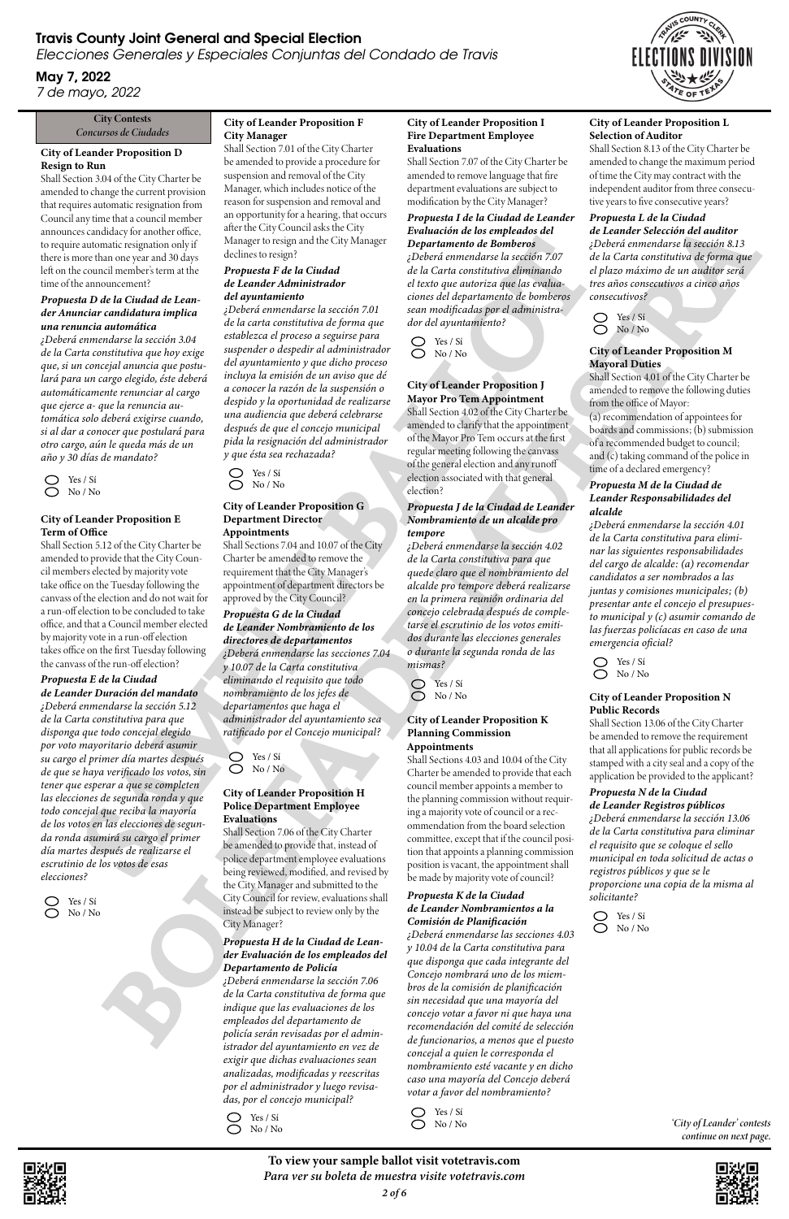# Travis County Joint General and Special Election
*Elecciones Generales y Especiales Conjuntas del Condado de Travis*

## May 7, 2022
*7 de mayo, 2022*

**City Contests**
*Concursos de Ciudades*

### City of Leander Proposition D
### Resign to Run

Shall Section 3.04 of the City Charter be amended to change the current provision that requires automatic resignation from Council any time that a council member announces candidacy for another office, to require automatic resignation only if there is more than one year and 30 days left on the council member's term at the time of the announcement?

***Propuesta D de la Ciudad de Leander Anunciar candidatura implica una renuncia automática***

*¿Deberá enmendarse la sección 3.04 de la Carta constitutiva que hoy exige que, si un concejal anuncia que postulará para un cargo elegido, éste deberá automáticamente renunciar al cargo que ejerce a- que la renuncia automática solo deberá exigirse cuando, si al dar a conocer que postulará para otro cargo, aún le queda más de un año y 30 días de mandato?*

- Yes / Sí
- No / No

### City of Leander Proposition E
### Term of Office

Shall Section 5.12 of the City Charter be amended to provide that the City Council members elected by majority vote take office on the Tuesday following the canvass of the election and do not wait for a run-off election to be concluded to take office, and that a Council member elected by majority vote in a run-off election takes office on the first Tuesday following the canvass of the run-off election?

***Propuesta E de la Ciudad de Leander Duración del mandato***

*¿Deberá enmendarse la sección 5.12 de la Carta constitutiva para que disponga que todo concejal elegido por voto mayoritario deberá asumir su cargo el primer día martes después de que se haya verificado los votos, sin tener que esperar a que se completen las elecciones de segunda ronda y que todo concejal que reciba la mayoría de los votos en las elecciones de segunda ronda asumirá su cargo el primer día martes después de realizarse el escrutinio de los votos de esas elecciones?*

- Yes / Sí
- No / No

### City of Leander Proposition F
### City Manager

Shall Section 7.01 of the City Charter be amended to provide a procedure for suspension and removal of the City Manager, which includes notice of the reason for suspension and removal and an opportunity for a hearing, that occurs after the City Council asks the City Manager to resign and the City Manager declines to resign?

***Propuesta F de la Ciudad de Leander Administrador del ayuntamiento***

*¿Deberá enmendarse la sección 7.01 de la carta constitutiva de forma que establezca el proceso a seguirse para suspender o despedir al administrador del ayuntamiento y que dicho proceso incluya la emisión de un aviso que dé a conocer la razón de la suspensión o despido y la oportunidad de realizarse una audiencia que deberá celebrarse después de que el concejo municipal pida la resignación del administrador y que ésta sea rechazada?*

- Yes / Sí
- No / No

### City of Leander Proposition G
### Department Director Appointments

Shall Sections 7.04 and 10.07 of the City Charter be amended to remove the requirement that the City Manager's appointment of department directors be approved by the City Council?

***Propuesta G de la Ciudad de Leander Nombramiento de los directores de departamentos***

*¿Deberá enmendarse las secciones 7.04 y 10.07 de la Carta constitutiva eliminando el requisito que todo nombramiento de los jefes de departamentos que haga el administrador del ayuntamiento sea ratificado por el Concejo municipal?*

- Yes / Sí
- No / No

### City of Leander Proposition H
### Police Department Employee Evaluations

Shall Section 7.06 of the City Charter be amended to provide that, instead of police department employee evaluations being reviewed, modified, and revised by the City Manager and submitted to the City Council for review, evaluations shall instead be subject to review only by the City Manager?

***Propuesta H de la Ciudad de Leander Evaluación de los empleados del Departamento de Policía***

*¿Deberá enmendarse la sección 7.06 de la Carta constitutiva de forma que indique que las evaluaciones de los empleados del departamento de policía serán revisadas por el administrador del ayuntamiento en vez de exigir que dichas evaluaciones sean analizadas, modificadas y reescritas por el administrador y luego revisadas, por el concejo municipal?*

- Yes / Sí
- No / No

### City of Leander Proposition I
### Fire Department Employee Evaluations

Shall Section 7.07 of the City Charter be amended to remove language that fire department evaluations are subject to modification by the City Manager?

***Propuesta I de la Ciudad de Leander Evaluación de los empleados del Departamento de Bomberos***

*¿Deberá enmendarse la sección 7.07 de la Carta constitutiva eliminando el texto que autoriza que las evaluaciones del departamento de bomberos sean modificadas por el administrador del ayuntamiento?*

- Yes / Sí
- No / No

### City of Leander Proposition J
### Mayor Pro Tem Appointment

Shall Section 4.02 of the City Charter be amended to clarify that the appointment of the Mayor Pro Tem occurs at the first regular meeting following the canvass of the general election and any runoff election associated with that general election?

***Propuesta J de la Ciudad de Leander Nombramiento de un alcalde pro tempore***

*¿Deberá enmendarse la sección 4.02 de la Carta constitutiva para que quede claro que el nombramiento del alcalde pro tempore deberá realizarse en la primera reunión ordinaria del concejo celebrada después de completarse el escrutinio de los votos emitidos durante las elecciones generales o durante la segunda ronda de las mismas?*

- Yes / Sí
- No / No

### City of Leander Proposition K
### Planning Commission Appointments

Shall Sections 4.03 and 10.04 of the City Charter be amended to provide that each council member appoints a member to the planning commission without requiring a majority vote of council or a recommendation from the board selection committee, except that if the council position that appoints a planning commission position is vacant, the appointment shall be made by majority vote of council?

***Propuesta K de la Ciudad de Leander Nombramientos a la Comisión de Planificación***

*¿Deberá enmendarse las secciones 4.03 y 10.04 de la Carta constitutiva para que disponga que cada integrante del Concejo nombrará uno de los miembros de la comisión de planificación sin necesidad que una mayoría del concejo votar a favor ni que haya una recomendación del comité de selección de funcionarios, a menos que el puesto concejal a quien le corresponda el nombramiento esté vacante y en dicho caso una mayoría del Concejo deberá votar a favor del nombramiento?*

- Yes / Sí
- No / No

### City of Leander Proposition L
### Selection of Auditor

Shall Section 8.13 of the City Charter be amended to change the maximum period of time the City may contract with the independent auditor from three consecutive years to five consecutive years?

***Propuesta L de la Ciudad de Leander Selección del auditor***

*¿Deberá enmendarse la sección 8.13 de la Carta constitutiva de forma que el plazo máximo de un auditor será tres años consecutivos a cinco años consecutivos?*

- Yes / Sí
- No / No

### City of Leander Proposition M
### Mayoral Duties

Shall Section 4.01 of the City Charter be amended to remove the following duties from the office of Mayor:
(a) recommendation of appointees for boards and commissions; (b) submission of a recommended budget to council; and (c) taking command of the police in time of a declared emergency?

***Propuesta M de la Ciudad de Leander Responsabilidades del alcalde***

*¿Deberá enmendarse la sección 4.01 de la Carta constitutiva para eliminar las siguientes responsabilidades del cargo de alcalde: (a) recomendar candidatos a ser nombrados a las juntas y comisiones municipales; (b) presentar ante el concejo el presupuesto municipal y (c) asumir comando de las fuerzas policíacas en caso de una emergencia oficial?*

- Yes / Sí
- No / No

### City of Leander Proposition N
### Public Records

Shall Section 13.06 of the City Charter be amended to remove the requirement that all applications for public records be stamped with a city seal and a copy of the application be provided to the applicant?

***Propuesta N de la Ciudad de Leander Registros públicos***

*¿Deberá enmendarse la sección 13.06 de la Carta constitutiva para eliminar el requisito que se coloque el sello municipal en toda solicitud de actas o registros públicos y que se le proporcione una copia de la misma al solicitante?*

- Yes / Sí
- No / No

*'City of Leander' contests continue on next page.*

**To view your sample ballot visit votetravis.com**
*Para ver su boleta de muestra visite votetravis.com*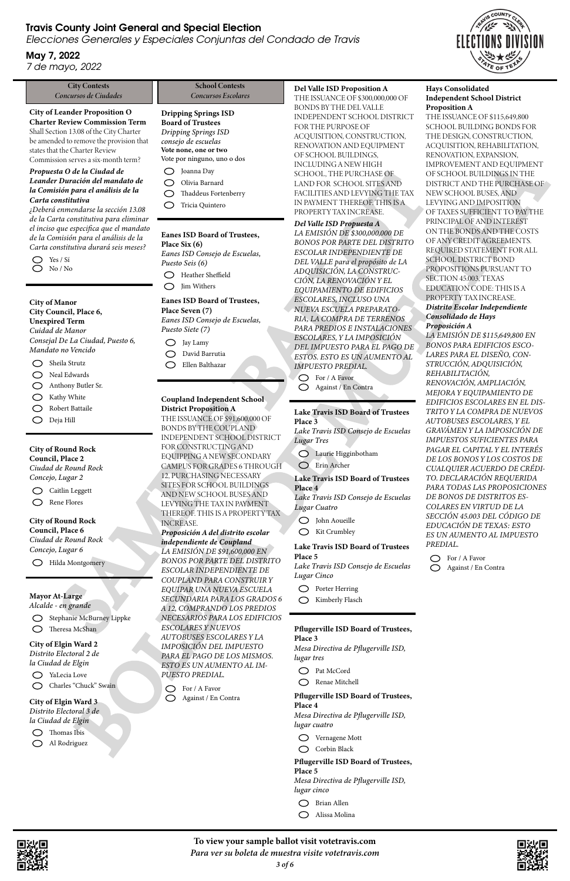# Travis County Joint General and Special Election

*Elecciones Generales y Especiales Conjuntas del Condado de Travis*

**May 7, 2022**

*7 de mayo, 2022*

## City Contests
*Concursos de Ciudades*

**City of Leander Proposition O Charter Review Commission Term**

Shall Section 13.08 of the City Charter be amended to remove the provision that states that the Charter Review Commission serves a six-month term?

***Propuesta O de la Ciudad de Leander Duración del mandato de la Comisión para el análisis de la Carta constitutiva***

*¿Deberá enmendarse la sección 13.08 de la Carta constitutiva para eliminar el inciso que especifica que el mandato de la Comisión para el análisis de la Carta constitutiva durará seis meses?*

- ◯ Yes / Sí
- ◯ No / No

**City of Manor City Council, Place 6, Unexpired Term**

*Cuidad de Manor Consejal De La Ciudad, Puesto 6, Mandato no Vencido*

- ◯ Sheila Strutz
- ◯ Neal Edwards
- ◯ Anthony Butler Sr.
- ◯ Kathy White
- ◯ Robert Battaile
- ◯ Deja Hill

**City of Round Rock Council, Place 2**

*Ciudad de Round Rock Concejo, Lugar 2*

- ◯ Caitlin Leggett
- ◯ Rene Flores

**City of Round Rock Council, Place 6**

*Ciudad de Round Rock Concejo, Lugar 6*

- ◯ Hilda Montgomery

**Mayor At-Large**

*Alcalde - en grande*

- ◯ Stephanie McBurney Lippke
- ◯ Theresa McShan

**City of Elgin Ward 2**

*Distrito Electoral 2 de la Ciudad de Elgin*

- ◯ YaLecia Love
- ◯ Charles "Chuck" Swain

**City of Elgin Ward 3**

*Distrito Electoral 3 de la Ciudad de Elgin*

- ◯ Thomas Ibis
- ◯ Al Rodriguez

## School Contests
*Concursos Escolares*

**Dripping Springs ISD Board of Trustees**

*Dripping Springs ISD consejo de escuelas*

**Vote none, one or two**

Vote por ninguno, uno o dos

- ◯ Joanna Day
- ◯ Olivia Barnard
- ◯ Thaddeus Fortenberry
- ◯ Tricia Quintero

**Eanes ISD Board of Trustees, Place Six (6)**

*Eanes ISD Consejo de Escuelas, Puesto Seis (6)*

- ◯ Heather Sheffield
- ◯ Jim Withers

**Eanes ISD Board of Trustees, Place Seven (7)**

*Eanes ISD Consejo de Escuelas, Puesto Siete (7)*

- ◯ Jay Lamy
- ◯ David Barrutia
- ◯ Ellen Balthazar

**Coupland Independent School District Proposition A**

THE ISSUANCE OF $91,600,000 OF BONDS BY THE COUPLAND INDEPENDENT SCHOOL DISTRICT FOR CONSTRUCTING AND EQUIPPING A NEW SECONDARY CAMPUS FOR GRADES 6 THROUGH 12, PURCHASING NECESSARY SITES FOR SCHOOL BUILDINGS AND NEW SCHOOL BUSES AND LEVYING THE TAX IN PAYMENT THEREOF. THIS IS A PROPERTY TAX INCREASE.

***Proposición A del distrito escolar independiente de Coupland***

*LA EMISIÓN DE $91,600,000 EN BONOS POR PARTE DEL DISTRITO ESCOLAR INDEPENDIENTE DE COUPLAND PARA CONSTRUIR Y EQUIPAR UNA NUEVA ESCUELA SECUNDARIA PARA LOS GRADOS 6 A 12, COMPRANDO LOS PREDIOS NECESARIOS PARA LOS EDIFICIOS ESCOLARES Y NUEVOS AUTOBUSES ESCOLARES Y LA IMPOSICIÓN DEL IMPUESTO PARA EL PAGO DE LOS MISMOS. ESTO ES UN AUMENTO AL IMPUESTO PREDIAL.*

- ◯ For / A Favor
- ◯ Against / En Contra

**Del Valle ISD Proposition A**

THE ISSUANCE OF $300,000,000 OF BONDS BY THE DEL VALLE INDEPENDENT SCHOOL DISTRICT FOR THE PURPOSE OF ACQUISITION, CONSTRUCTION, RENOVATION AND EQUIPMENT OF SCHOOL BUILDINGS, INCLUDING A NEW HIGH SCHOOL, THE PURCHASE OF LAND FOR SCHOOL SITES AND FACILITIES AND LEVYING THE TAX IN PAYMENT THEREOF. THIS IS A PROPERTY TAX INCREASE.

***Del Valle ISD Propuesta A***

*LA EMISIÓN DE $300,000,000 DE BONOS POR PARTE DEL DISTRITO ESCOLAR INDEPENDIENTE DE DEL VALLE para el propósito de LA ADQUISICIÓN, LA CONSTRUCCIÓN, LA RENOVACIÓN Y EL EQUIPAMIENTO DE EDIFICIOS ESCOLARES, INCLUSO UNA NUEVA ESCUELA PREPARATORIA, LA COMPRA DE TERRENOS PARA PREDIOS E INSTALACIONES ESCOLARES, Y LA IMPOSICIÓN DEL IMPUESTO PARA EL PAGO DE ESTOS. ESTO ES UN AUMENTO AL IMPUESTO PREDIAL.*

- ◯ For / A Favor
- ◯ Against / En Contra

**Lake Travis ISD Board of Trustees Place 3**

*Lake Travis ISD Consejo de Escuelas Lugar Tres*

- ◯ Laurie Higginbotham
- ◯ Erin Archer

**Lake Travis ISD Board of Trustees Place 4**

*Lake Travis ISD Consejo de Escuelas Lugar Cuatro*

- ◯ John Aoueille
- ◯ Kit Crumbley

**Lake Travis ISD Board of Trustees Place 5**

*Lake Travis ISD Consejo de Escuelas Lugar Cinco*

- ◯ Porter Herring
- ◯ Kimberly Flasch

**Pflugerville ISD Board of Trustees, Place 3**

*Mesa Directiva de Pflugerville ISD, lugar tres*

- ◯ Pat McCord
- ◯ Renae Mitchell

**Pflugerville ISD Board of Trustees, Place 4**

*Mesa Directiva de Pflugerville ISD, lugar cuatro*

- ◯ Vernagene Mott
- ◯ Corbin Black

**Pflugerville ISD Board of Trustees, Place 5**

*Mesa Directiva de Pflugerville ISD, lugar cinco*

- ◯ Brian Allen
- ◯ Alissa Molina

**Hays Consolidated Independent School District Proposition A**

THE ISSUANCE OF $115,649,800 SCHOOL BUILDING BONDS FOR THE DESIGN, CONSTRUCTION, ACQUISITION, REHABILITATION, RENOVATION, EXPANSION, IMPROVEMENT AND EQUIPMENT OF SCHOOL BUILDINGS IN THE DISTRICT AND THE PURCHASE OF NEW SCHOOL BUSES, AND LEVYING AND IMPOSITION OF TAXES SUFFICIENT TO PAY THE PRINCIPAL OF AND INTEREST ON THE BONDS AND THE COSTS OF ANY CREDIT AGREEMENTS. REQUIRED STATEMENT FOR ALL SCHOOL DISTRICT BOND PROPOSITIONS PURSUANT TO SECTION 45.003, TEXAS EDUCATION CODE: THIS IS A PROPERTY TAX INCREASE.

***Distrito Escolar Independiente Consolidado de Hays Proposición A***

*LA EMISIÓN DE $115,649,800 EN BONOS PARA EDIFICIOS ESCOLARES PARA EL DISEÑO, CONSTRUCCIÓN, ADQUISICIÓN, REHABILITACIÓN, RENOVACIÓN, AMPLIACIÓN, MEJORA Y EQUIPAMIENTO DE EDIFICIOS ESCOLARES EN EL DISTRITO Y LA COMPRA DE NUEVOS AUTOBUSES ESCOLARES, Y EL GRAVÁMEN Y LA IMPOSICIÓN DE IMPUESTOS SUFICIENTES PARA PAGAR EL CAPITAL Y EL INTERÉS DE LOS BONOS Y LOS COSTOS DE CUALQUIER ACUERDO DE CRÉDITO. DECLARACIÓN REQUERIDA PARA TODAS LAS PROPOSICIONES DE BONOS DE DISTRITOS ESCOLARES EN VIRTUD DE LA SECCIÓN 45.003 DEL CÓDIGO DE EDUCACIÓN DE TEXAS: ESTO ES UN AUMENTO AL IMPUESTO PREDIAL.*

- ◯ For / A Favor
- ◯ Against / En Contra

**To view your sample ballot visit votetravis.com**

***Para ver su boleta de muestra visite votetravis.com***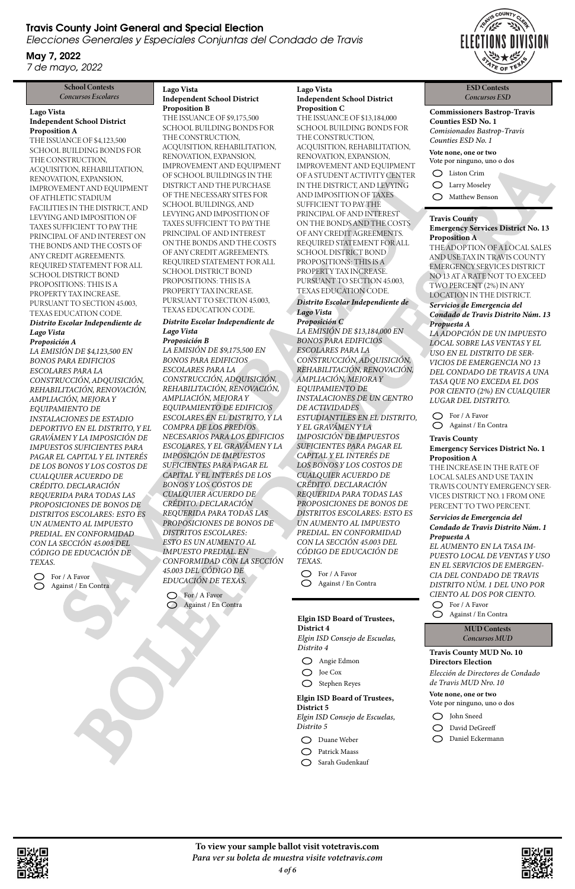# Travis County Joint General and Special Election

*Elecciones Generales y Especiales Conjuntas del Condado de Travis*

**May 7, 2022**

*7 de mayo, 2022*

## School Contests
*Concursos Escolares*

**Lago Vista Independent School District Proposition A**

THE ISSUANCE OF $4,123,500 SCHOOL BUILDING BONDS FOR THE CONSTRUCTION, ACQUISITION, REHABILITATION, RENOVATION, EXPANSION, IMPROVEMENT AND EQUIPMENT OF ATHLETIC STADIUM FACILITIES IN THE DISTRICT, AND LEVYING AND IMPOSITION OF TAXES SUFFICIENT TO PAY THE PRINCIPAL OF AND INTEREST ON THE BONDS AND THE COSTS OF ANY CREDIT AGREEMENTS. REQUIRED STATEMENT FOR ALL SCHOOL DISTRICT BOND PROPOSITIONS: THIS IS A PROPERTY TAX INCREASE. PURSUANT TO SECTION 45.003, TEXAS EDUCATION CODE.

***Distrito Escolar Independiente de Lago Vista***
***Proposición A***

*LA EMISIÓN DE $4,123,500 EN BONOS PARA EDIFICIOS ESCOLARES PARA LA CONSTRUCCIÓN, ADQUISICIÓN, REHABILITACIÓN, RENOVACIÓN, AMPLIACIÓN, MEJORA Y EQUIPAMIENTO DE INSTALACIONES DE ESTADIO DEPORTIVO EN EL DISTRITO, Y EL GRAVÁMEN Y LA IMPOSICIÓN DE IMPUESTOS SUFICIENTES PARA PAGAR EL CAPITAL Y EL INTERÉS DE LOS BONOS Y LOS COSTOS DE CUALQUIER ACUERDO DE CRÉDITO. DECLARACIÓN REQUERIDA PARA TODAS LAS PROPOSICIONES DE BONOS DE DISTRITOS ESCOLARES: ESTO ES UN AUMENTO AL IMPUESTO PREDIAL. EN CONFORMIDAD CON LA SECCIÓN 45.003 DEL CÓDIGO DE EDUCACIÓN DE TEXAS.*

- ◯ For / A Favor
- ◯ Against / En Contra

**Lago Vista Independent School District Proposition B**

THE ISSUANCE OF $9,175,500 SCHOOL BUILDING BONDS FOR THE CONSTRUCTION, ACQUISITION, REHABILITATION, RENOVATION, EXPANSION, IMPROVEMENT AND EQUIPMENT OF SCHOOL BUILDINGS IN THE DISTRICT AND THE PURCHASE OF THE NECESSARY SITES FOR SCHOOL BUILDINGS, AND LEVYING AND IMPOSITION OF TAXES SUFFICIENT TO PAY THE PRINCIPAL OF AND INTEREST ON THE BONDS AND THE COSTS OF ANY CREDIT AGREEMENTS. REQUIRED STATEMENT FOR ALL SCHOOL DISTRICT BOND PROPOSITIONS: THIS IS A PROPERTY TAX INCREASE. PURSUANT TO SECTION 45.003, TEXAS EDUCATION CODE.

***Distrito Escolar Independiente de Lago Vista***
***Proposición B***

*LA EMISIÓN DE $9,175,500 EN BONOS PARA EDIFICIOS ESCOLARES PARA LA CONSTRUCCIÓN, ADQUISICIÓN, REHABILITACIÓN, RENOVACIÓN, AMPLIACIÓN, MEJORA Y EQUIPAMIENTO DE EDIFICIOS ESCOLARES EN EL DISTRITO, Y LA COMPRA DE LOS PREDIOS NECESARIOS PARA LOS EDIFICIOS ESCOLARES, Y EL GRAVÁMEN Y LA IMPOSICIÓN DE IMPUESTOS SUFICIENTES PARA PAGAR EL CAPITAL Y EL INTERÉS DE LOS BONOS Y LOS COSTOS DE CUALQUIER ACUERDO DE CRÉDITO. DECLARACIÓN REQUERIDA PARA TODAS LAS PROPOSICIONES DE BONOS DE DISTRITOS ESCOLARES: ESTO ES UN AUMENTO AL IMPUESTO PREDIAL. EN CONFORMIDAD CON LA SECCIÓN 45.003 DEL CÓDIGO DE EDUCACIÓN DE TEXAS.*

- ◯ For / A Favor
- ◯ Against / En Contra

**Lago Vista Independent School District Proposition C**

THE ISSUANCE OF $13,184,000 SCHOOL BUILDING BONDS FOR THE CONSTRUCTION, ACQUISITION, REHABILITATION, RENOVATION, EXPANSION, IMPROVEMENT AND EQUIPMENT OF A STUDENT ACTIVITY CENTER IN THE DISTRICT, AND LEVYING AND IMPOSITION OF TAXES SUFFICIENT TO PAY THE PRINCIPAL OF AND INTEREST ON THE BONDS AND THE COSTS OF ANY CREDIT AGREEMENTS. REQUIRED STATEMENT FOR ALL SCHOOL DISTRICT BOND PROPOSITIONS: THIS IS A PROPERTY TAX INCREASE. PURSUANT TO SECTION 45.003, TEXAS EDUCATION CODE.

***Distrito Escolar Independiente de Lago Vista***
***Proposición C***

*LA EMISIÓN DE $13,184,000 EN BONOS PARA EDIFICIOS ESCOLARES PARA LA CONSTRUCCIÓN, ADQUISICIÓN, REHABILITACIÓN, RENOVACIÓN, AMPLIACIÓN, MEJORA Y EQUIPAMIENTO DE INSTALACIONES DE UN CENTRO DE ACTIVIDADES ESTUDIANTILES EN EL DISTRITO, Y EL GRAVÁMEN Y LA IMPOSICIÓN DE IMPUESTOS SUFICIENTES PARA PAGAR EL CAPITAL Y EL INTERÉS DE LOS BONOS Y LOS COSTOS DE CUALQUIER ACUERDO DE CRÉDITO. DECLARACIÓN REQUERIDA PARA TODAS LAS PROPOSICIONES DE BONOS DE DISTRITOS ESCOLARES: ESTO ES UN AUMENTO AL IMPUESTO PREDIAL. EN CONFORMIDAD CON LA SECCIÓN 45.003 DEL CÓDIGO DE EDUCACIÓN DE TEXAS.*

- ◯ For / A Favor
- ◯ Against / En Contra

**Elgin ISD Board of Trustees, District 4**

*Elgin ISD Consejo de Escuelas, Distrito 4*

- ◯ Angie Edmon
- ◯ Joe Cox
- ◯ Stephen Reyes

**Elgin ISD Board of Trustees, District 5**

*Elgin ISD Consejo de Escuelas, Distrito 5*

- ◯ Duane Weber
- ◯ Patrick Maass
- ◯ Sarah Gudenkauf

## ESD Contests
*Concursos ESD*

**Commissioners Bastrop-Travis Counties ESD No. 1**

*Comisionados Bastrop-Travis Counties ESD No. 1*

**Vote none, one or two**
Vote por ninguno, uno o dos

- ◯ Liston Crim
- ◯ Larry Moseley
- ◯ Matthew Benson

**Travis County Emergency Services District No. 13 Proposition A**

THE ADOPTION OF A LOCAL SALES AND USE TAX IN TRAVIS COUNTY EMERGENCY SERVICES DISTRICT NO 13 AT A RATE NOT TO EXCEED TWO PERCENT (2%) IN ANY LOCATION IN THE DISTRICT.

***Servicios de Emergencia del Condado de Travis Distrito Núm. 13***
***Propuesta A***

*LA ADOPCIÓN DE UN IMPUESTO LOCAL SOBRE LAS VENTAS Y EL USO EN EL DISTRITO DE SERVICIOS DE EMERGENCIA NO 13 DEL CONDADO DE TRAVIS A UNA TASA QUE NO EXCEDA EL DOS POR CIENTO (2%) EN CUALQUIER LUGAR DEL DISTRITO.*

- ◯ For / A Favor
- ◯ Against / En Contra

**Travis County Emergency Services District No. 1 Proposition A**

THE INCREASE IN THE RATE OF LOCAL SALES AND USE TAX IN TRAVIS COUNTY EMERGENCY SERVICES DISTRICT NO. 1 FROM ONE PERCENT TO TWO PERCENT.

***Servicios de Emergencia del Condado de Travis Distrito Núm. 1***
***Propuesta A***

*EL AUMENTO EN LA TASA IMPUESTO LOCAL DE VENTAS Y USO EN EL SERVICIOS DE EMERGENCIA DEL CONDADO DE TRAVIS DISTRITO NÚM. 1 DEL UNO POR CIENTO AL DOS POR CIENTO.*

- ◯ For / A Favor
- ◯ Against / En Contra

## MUD Contests
*Concursos MUD*

**Travis County MUD No. 10 Directors Election**

*Elección de Directores de Condado de Travis MUD Nro. 10*

**Vote none, one or two**
Vote por ninguno, uno o dos

- ◯ John Sneed
- ◯ David DeGreeff
- ◯ Daniel Eckermann

**To view your sample ballot visit votetravis.com**
***Para ver su boleta de muestra visite votetravis.com***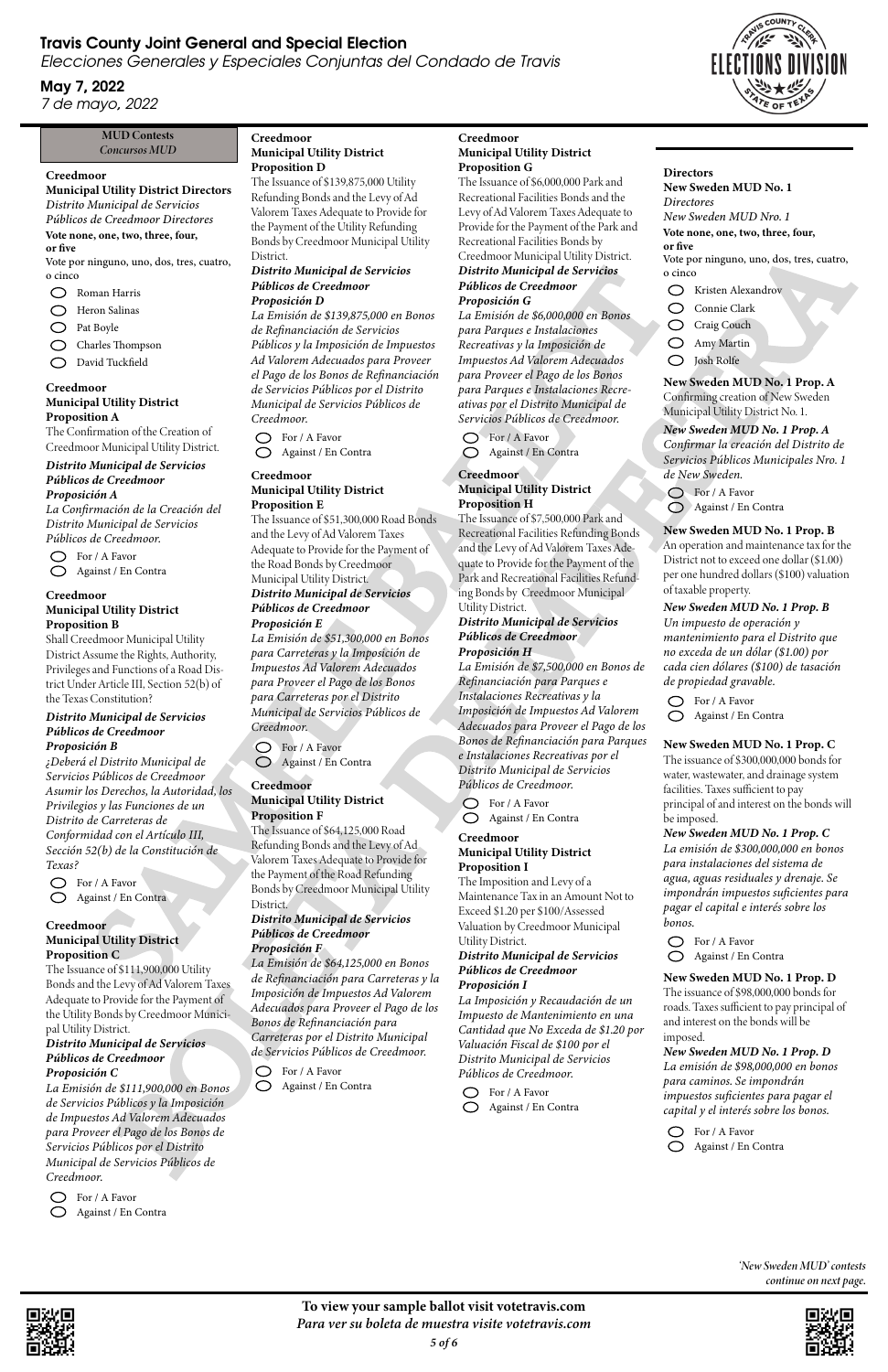# Travis County Joint General and Special Election

*Elecciones Generales y Especiales Conjuntas del Condado de Travis*

## May 7, 2022

*7 de mayo, 2022*

### MUD Contests
*Concursos MUD*

**Creedmoor**
**Municipal Utility District Directors**
*Distrito Municipal de Servicios Públicos de Creedmoor Directores*
**Vote none, one, two, three, four, or five**
Vote por ninguno, uno, dos, tres, cuatro, o cinco

- ◯ Roman Harris
- ◯ Heron Salinas
- ◯ Pat Boyle
- ◯ Charles Thompson
- ◯ David Tuckfield

**Creedmoor**
**Municipal Utility District**
**Proposition A**
The Confirmation of the Creation of Creedmoor Municipal Utility District.

***Distrito Municipal de Servicios Públicos de Creedmoor***
***Proposición A***
*La Confirmación de la Creación del Distrito Municipal de Servicios Públicos de Creedmoor.*

- ◯ For / A Favor
- ◯ Against / En Contra

**Creedmoor**
**Municipal Utility District**
**Proposition B**
Shall Creedmoor Municipal Utility District Assume the Rights, Authority, Privileges and Functions of a Road District Under Article III, Section 52(b) of the Texas Constitution?

***Distrito Municipal de Servicios Públicos de Creedmoor***
***Proposición B***
*¿Deberá el Distrito Municipal de Servicios Públicos de Creedmoor Asumir los Derechos, la Autoridad, los Privilegios y las Funciones de un Distrito de Carreteras de Conformidad con el Artículo III, Sección 52(b) de la Constitución de Texas?*

- ◯ For / A Favor
- ◯ Against / En Contra

**Creedmoor**
**Municipal Utility District**
**Proposition C**
The Issuance of $111,900,000 Utility Bonds and the Levy of Ad Valorem Taxes Adequate to Provide for the Payment of the Utility Bonds by Creedmoor Municipal Utility District.

***Distrito Municipal de Servicios Públicos de Creedmoor***
***Proposición C***
*La Emisión de $111,900,000 en Bonos de Servicios Públicos y la Imposición de Impuestos Ad Valorem Adecuados para Proveer el Pago de los Bonos de Servicios Públicos por el Distrito Municipal de Servicios Públicos de Creedmoor.*

- ◯ For / A Favor
- ◯ Against / En Contra

**Creedmoor**
**Municipal Utility District**
**Proposition D**
The Issuance of $139,875,000 Utility Refunding Bonds and the Levy of Ad Valorem Taxes Adequate to Provide for the Payment of the Utility Refunding Bonds by Creedmoor Municipal Utility District.

***Distrito Municipal de Servicios Públicos de Creedmoor***
***Proposición D***
*La Emisión de $139,875,000 en Bonos de Refinanciación de Servicios Públicos y la Imposición de Impuestos Ad Valorem Adecuados para Proveer el Pago de los Bonos de Refinanciación de Servicios Públicos por el Distrito Municipal de Servicios Públicos de Creedmoor.*

- ◯ For / A Favor
- ◯ Against / En Contra

**Creedmoor**
**Municipal Utility District**
**Proposition E**
The Issuance of $51,300,000 Road Bonds and the Levy of Ad Valorem Taxes Adequate to Provide for the Payment of the Road Bonds by Creedmoor Municipal Utility District.

***Distrito Municipal de Servicios Públicos de Creedmoor***
***Proposición E***
*La Emisión de $51,300,000 en Bonos para Carreteras y la Imposición de Impuestos Ad Valorem Adecuados para Proveer el Pago de los Bonos para Carreteras por el Distrito Municipal de Servicios Públicos de Creedmoor.*

- ◯ For / A Favor
- ◯ Against / En Contra

**Creedmoor**
**Municipal Utility District**
**Proposition F**
The Issuance of $64,125,000 Road Refunding Bonds and the Levy of Ad Valorem Taxes Adequate to Provide for the Payment of the Road Refunding Bonds by Creedmoor Municipal Utility District.

***Distrito Municipal de Servicios Públicos de Creedmoor***
***Proposición F***
*La Emisión de $64,125,000 en Bonos de Refinanciación para Carreteras y la Imposición de Impuestos Ad Valorem Adecuados para Proveer el Pago de los Bonos de Refinanciación para Carreteras por el Distrito Municipal de Servicios Públicos de Creedmoor.*

- ◯ For / A Favor
- ◯ Against / En Contra

**Creedmoor**
**Municipal Utility District**
**Proposition G**
The Issuance of $6,000,000 Park and Recreational Facilities Bonds and the Levy of Ad Valorem Taxes Adequate to Provide for the Payment of the Park and Recreational Facilities Bonds by Creedmoor Municipal Utility District.

***Distrito Municipal de Servicios Públicos de Creedmoor***
***Proposición G***
*La Emisión de $6,000,000 en Bonos para Parques e Instalaciones Recreativas y la Imposición de Impuestos Ad Valorem Adecuados para Proveer el Pago de los Bonos para Parques e Instalaciones Recreativas por el Distrito Municipal de Servicios Públicos de Creedmoor.*

- ◯ For / A Favor
- ◯ Against / En Contra

**Creedmoor**
**Municipal Utility District**
**Proposition H**
The Issuance of $7,500,000 Park and Recreational Facilities Refunding Bonds and the Levy of Ad Valorem Taxes Adequate to Provide for the Payment of the Park and Recreational Facilities Refunding Bonds by Creedmoor Municipal Utility District.

***Distrito Municipal de Servicios Públicos de Creedmoor***
***Proposición H***
*La Emisión de $7,500,000 en Bonos de Refinanciación para Parques e Instalaciones Recreativas y la Imposición de Impuestos Ad Valorem Adecuados para Proveer el Pago de los Bonos de Refinanciación para Parques e Instalaciones Recreativas por el Distrito Municipal de Servicios Públicos de Creedmoor.*

- ◯ For / A Favor
- ◯ Against / En Contra

**Creedmoor**
**Municipal Utility District**
**Proposition I**
The Imposition and Levy of a Maintenance Tax in an Amount Not to Exceed $1.20 per $100/Assessed Valuation by Creedmoor Municipal Utility District.

***Distrito Municipal de Servicios Públicos de Creedmoor***
***Proposición I***
*La Imposición y Recaudación de un Impuesto de Mantenimiento en una Cantidad que No Exceda de $1.20 por Valuación Fiscal de $100 por el Distrito Municipal de Servicios Públicos de Creedmoor.*

- ◯ For / A Favor
- ◯ Against / En Contra

**Directors**
**New Sweden MUD No. 1**
*Directores*
*New Sweden MUD Nro. 1*
**Vote none, one, two, three, four, or five**
Vote por ninguno, uno, dos, tres, cuatro, o cinco

- ◯ Kristen Alexandrov
- ◯ Connie Clark
- ◯ Craig Couch
- ◯ Amy Martin
- ◯ Josh Rolfe

**New Sweden MUD No. 1 Prop. A**
Confirming creation of New Sweden Municipal Utility District No. 1.

***New Sweden MUD No. 1 Prop. A***
*Confirmar la creación del Distrito de Servicios Públicos Municipales Nro. 1 de New Sweden.*

- ◯ For / A Favor
- ◯ Against / En Contra

**New Sweden MUD No. 1 Prop. B**
An operation and maintenance tax for the District not to exceed one dollar ($1.00) per one hundred dollars ($100) valuation of taxable property.

***New Sweden MUD No. 1 Prop. B***
*Un impuesto de operación y mantenimiento para el Distrito que no exceda de un dólar ($1.00) por cada cien dólares ($100) de tasación de propiedad gravable.*

- ◯ For / A Favor
- ◯ Against / En Contra

**New Sweden MUD No. 1 Prop. C**
The issuance of $300,000,000 bonds for water, wastewater, and drainage system facilities. Taxes sufficient to pay principal of and interest on the bonds will be imposed.

***New Sweden MUD No. 1 Prop. C***
*La emisión de $300,000,000 en bonos para instalaciones del sistema de agua, aguas residuales y drenaje. Se impondrán impuestos suficientes para pagar el capital e interés sobre los bonos.*

- ◯ For / A Favor
- ◯ Against / En Contra

**New Sweden MUD No. 1 Prop. D**
The issuance of $98,000,000 bonds for roads. Taxes sufficient to pay principal of and interest on the bonds will be imposed.

***New Sweden MUD No. 1 Prop. D***
*La emisión de $98,000,000 en bonos para caminos. Se impondrán impuestos suficientes para pagar el capital y el interés sobre los bonos.*

- ◯ For / A Favor
- ◯ Against / En Contra

*'New Sweden MUD' contests continue on next page.*

**To view your sample ballot visit votetravis.com**
*Para ver su boleta de muestra visite votetravis.com*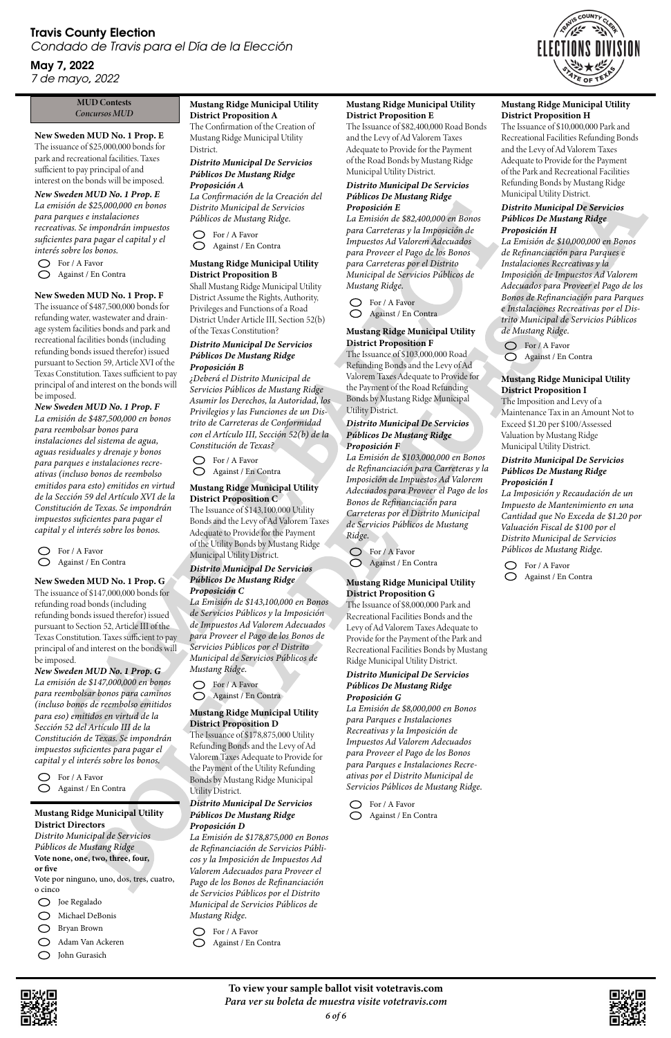# Travis County Election

*Condado de Travis para el Día de la Elección*

**May 7, 2022**

*7 de mayo, 2022*

## MUD Contests
*Concursos MUD*

**New Sweden MUD No. 1 Prop. E**
The issuance of $25,000,000 bonds for park and recreational facilities. Taxes sufficient to pay principal of and interest on the bonds will be imposed.

***New Sweden MUD No. 1 Prop. E***
*La emisión de $25,000,000 en bonos para parques e instalaciones recreativas. Se impondrán impuestos suficientes para pagar el capital y el interés sobre los bonos.*

- ◯ For / A Favor
- ◯ Against / En Contra

**New Sweden MUD No. 1 Prop. F**
The issuance of $487,500,000 bonds for refunding water, wastewater and drainage system facilities bonds and park and recreational facilities bonds (including refunding bonds issued therefor) issued pursuant to Section 59, Article XVI of the Texas Constitution. Taxes sufficient to pay principal of and interest on the bonds will be imposed.

***New Sweden MUD No. 1 Prop. F***
*La emisión de $487,500,000 en bonos para reembolsar bonos para instalaciones del sistema de agua, aguas residuales y drenaje y bonos para parques e instalaciones recreativas (incluso bonos de reembolso emitidos para esto) emitidos en virtud de la Sección 59 del Artículo XVI de la Constitución de Texas. Se impondrán impuestos suficientes para pagar el capital y el interés sobre los bonos.*

- ◯ For / A Favor
- ◯ Against / En Contra

**New Sweden MUD No. 1 Prop. G**
The issuance of $147,000,000 bonds for refunding road bonds (including refunding bonds issued therefor) issued pursuant to Section 52, Article III of the Texas Constitution. Taxes sufficient to pay principal of and interest on the bonds will be imposed.

***New Sweden MUD No. 1 Prop. G***
*La emisión de $147,000,000 en bonos para reembolsar bonos para caminos (incluso bonos de reembolso emitidos para eso) emitidos en virtud de la Sección 52 del Artículo III de la Constitución de Texas. Se impondrán impuestos suficientes para pagar el capital y el interés sobre los bonos.*

- ◯ For / A Favor
- ◯ Against / En Contra

**Mustang Ridge Municipal Utility District Directors**
*Distrito Municipal de Servicios Públicos de Mustang Ridge*
**Vote none, one, two, three, four, or five**
Vote por ninguno, uno, dos, tres, cuatro, o cinco

- ◯ Joe Regalado
- ◯ Michael DeBonis
- ◯ Bryan Brown
- ◯ Adam Van Ackeren
- ◯ John Gurasich

**Mustang Ridge Municipal Utility District Proposition A**
The Confirmation of the Creation of Mustang Ridge Municipal Utility District.

***Distrito Municipal De Servicios Públicos De Mustang Ridge Proposición A***
*La Confirmación de la Creación del Distrito Municipal de Servicios Públicos de Mustang Ridge.*

- ◯ For / A Favor
- ◯ Against / En Contra

**Mustang Ridge Municipal Utility District Proposition B**
Shall Mustang Ridge Municipal Utility District Assume the Rights, Authority, Privileges and Functions of a Road District Under Article III, Section 52(b) of the Texas Constitution?

***Distrito Municipal De Servicios Públicos De Mustang Ridge Proposición B***
*¿Deberá el Distrito Municipal de Servicios Públicos de Mustang Ridge Asumir los Derechos, la Autoridad, los Privilegios y las Funciones de un Distrito de Carreteras de Conformidad con el Artículo III, Sección 52(b) de la Constitución de Texas?*

- ◯ For / A Favor
- ◯ Against / En Contra

**Mustang Ridge Municipal Utility District Proposition C**
The Issuance of $143,100,000 Utility Bonds and the Levy of Ad Valorem Taxes Adequate to Provide for the Payment of the Utility Bonds by Mustang Ridge Municipal Utility District.

***Distrito Municipal De Servicios Públicos De Mustang Ridge Proposición C***
*La Emisión de $143,100,000 en Bonos de Servicios Públicos y la Imposición de Impuestos Ad Valorem Adecuados para Proveer el Pago de los Bonos de Servicios Públicos por el Distrito Municipal de Servicios Públicos de Mustang Ridge.*

- ◯ For / A Favor
- ◯ Against / En Contra

**Mustang Ridge Municipal Utility District Proposition D**
The Issuance of $178,875,000 Utility Refunding Bonds and the Levy of Ad Valorem Taxes Adequate to Provide for the Payment of the Utility Refunding Bonds by Mustang Ridge Municipal Utility District.

***Distrito Municipal De Servicios Públicos De Mustang Ridge Proposición D***
*La Emisión de $178,875,000 en Bonos de Refinanciación de Servicios Públicos y la Imposición de Impuestos Ad Valorem Adecuados para Proveer el Pago de los Bonos de Refinanciación de Servicios Públicos por el Distrito Municipal de Servicios Públicos de Mustang Ridge.*

- ◯ For / A Favor
- ◯ Against / En Contra

**Mustang Ridge Municipal Utility District Proposition E**
The Issuance of $82,400,000 Road Bonds and the Levy of Ad Valorem Taxes Adequate to Provide for the Payment of the Road Bonds by Mustang Ridge Municipal Utility District.

***Distrito Municipal De Servicios Públicos De Mustang Ridge Proposición E***
*La Emisión de $82,400,000 en Bonos para Carreteras y la Imposición de Impuestos Ad Valorem Adecuados para Proveer el Pago de los Bonos para Carreteras por el Distrito Municipal de Servicios Públicos de Mustang Ridge.*

- ◯ For / A Favor
- ◯ Against / En Contra

**Mustang Ridge Municipal Utility District Proposition F**
The Issuance of $103,000,000 Road Refunding Bonds and the Levy of Ad Valorem Taxes Adequate to Provide for the Payment of the Road Refunding Bonds by Mustang Ridge Municipal Utility District.

***Distrito Municipal De Servicios Públicos De Mustang Ridge Proposición F***
*La Emisión de $103,000,000 en Bonos de Refinanciación para Carreteras y la Imposición de Impuestos Ad Valorem Adecuados para Proveer el Pago de los Bonos de Refinanciación para Carreteras por el Distrito Municipal de Servicios Públicos de Mustang Ridge.*

- ◯ For / A Favor
- ◯ Against / En Contra

**Mustang Ridge Municipal Utility District Proposition G**
The Issuance of $8,000,000 Park and Recreational Facilities Bonds and the Levy of Ad Valorem Taxes Adequate to Provide for the Payment of the Park and Recreational Facilities Bonds by Mustang Ridge Municipal Utility District.

***Distrito Municipal De Servicios Públicos De Mustang Ridge Proposición G***
*La Emisión de $8,000,000 en Bonos para Parques e Instalaciones Recreativas y la Imposición de Impuestos Ad Valorem Adecuados para Proveer el Pago de los Bonos para Parques e Instalaciones Recreativas por el Distrito Municipal de Servicios Públicos de Mustang Ridge.*

- ◯ For / A Favor
- ◯ Against / En Contra

**Mustang Ridge Municipal Utility District Proposition H**
The Issuance of $10,000,000 Park and Recreational Facilities Refunding Bonds and the Levy of Ad Valorem Taxes Adequate to Provide for the Payment of the Park and Recreational Facilities Refunding Bonds by Mustang Ridge Municipal Utility District.

***Distrito Municipal De Servicios Públicos De Mustang Ridge Proposición H***
*La Emisión de $10,000,000 en Bonos de Refinanciación para Parques e Instalaciones Recreativas y la Imposición de Impuestos Ad Valorem Adecuados para Proveer el Pago de los Bonos de Refinanciación para Parques e Instalaciones Recreativas por el Distrito Municipal de Servicios Públicos de Mustang Ridge.*

- ◯ For / A Favor
- ◯ Against / En Contra

**Mustang Ridge Municipal Utility District Proposition I**
The Imposition and Levy of a Maintenance Tax in an Amount Not to Exceed $1.20 per $100/Assessed Valuation by Mustang Ridge Municipal Utility District.

***Distrito Municipal De Servicios Públicos De Mustang Ridge Proposición I***
*La Imposición y Recaudación de un Impuesto de Mantenimiento en una Cantidad que No Exceda de $1.20 por Valuación Fiscal de $100 por el Distrito Municipal de Servicios Públicos de Mustang Ridge.*

- ◯ For / A Favor
- ◯ Against / En Contra

**To view your sample ballot visit votetravis.com**
***Para ver su boleta de muestra visite votetravis.com***